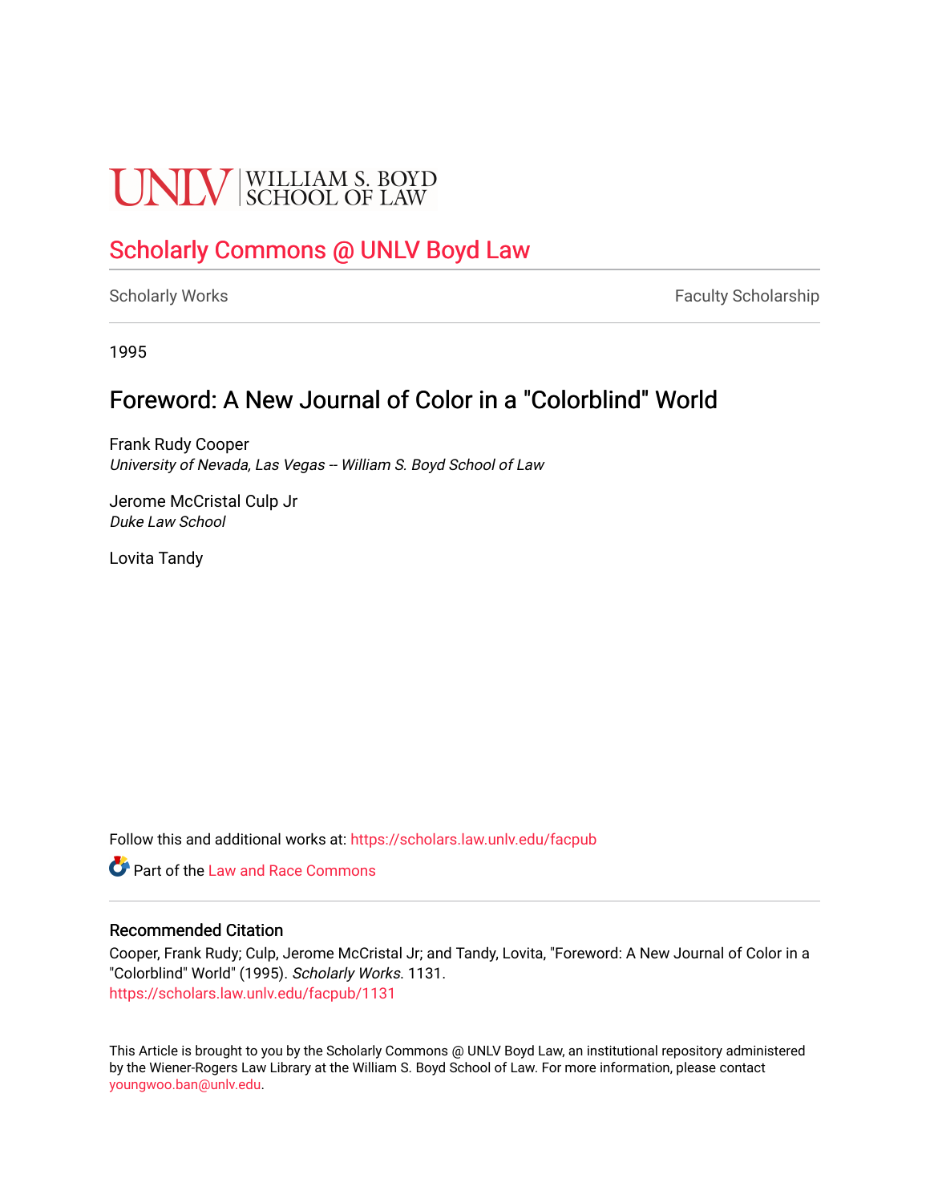UNLV | WILLIAM S. BOYD SCHOOL OF LAW

# Scholarly Commons @ UNLV Boyd Law

Scholarly Works | Faculty Scholarship

1995

## Foreword: A New Journal of Color in a "Colorblind" World

Frank Rudy Cooper
*University of Nevada, Las Vegas -- William S. Boyd School of Law*

Jerome McCristal Culp Jr
*Duke Law School*

Lovita Tandy

Follow this and additional works at: https://scholars.law.unlv.edu/facpub

Part of the Law and Race Commons

### Recommended Citation

Cooper, Frank Rudy; Culp, Jerome McCristal Jr; and Tandy, Lovita, "Foreword: A New Journal of Color in a "Colorblind" World" (1995). *Scholarly Works*. 1131.
https://scholars.law.unlv.edu/facpub/1131

This Article is brought to you by the Scholarly Commons @ UNLV Boyd Law, an institutional repository administered by the Wiener-Rogers Law Library at the William S. Boyd School of Law. For more information, please contact youngwoo.ban@unlv.edu.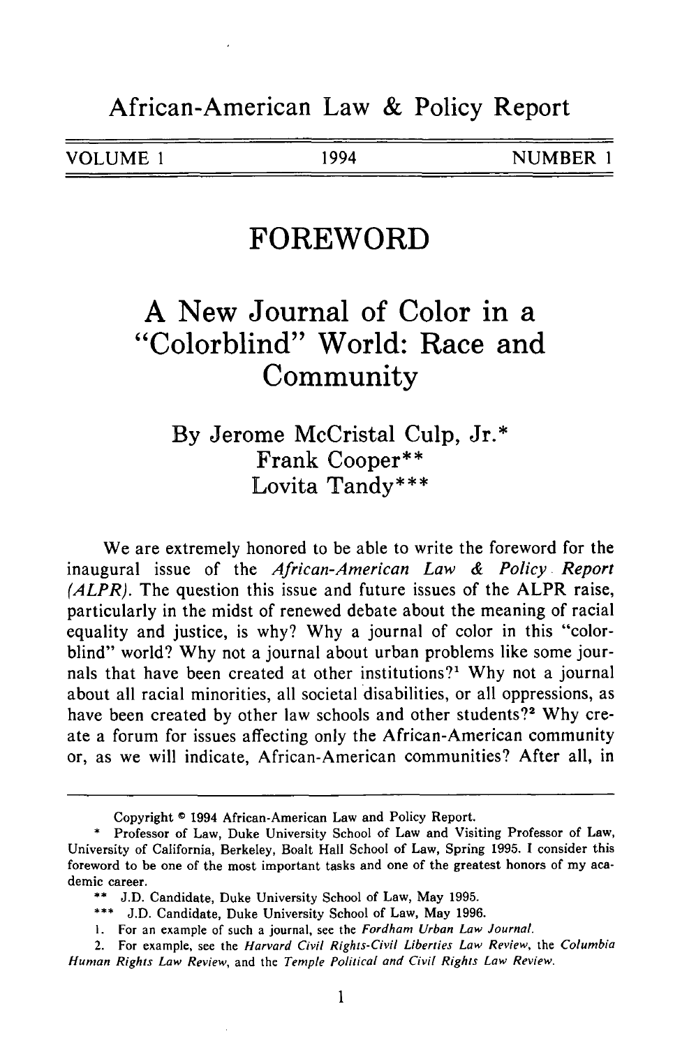# African-American Law & Policy Report

VOLUME 1 | 1994 | NUMBER 1

## FOREWORD

# A New Journal of Color in a "Colorblind" World: Race and Community

By Jerome McCristal Culp, Jr.*
Frank Cooper**
Lovita Tandy***

We are extremely honored to be able to write the foreword for the inaugural issue of the *African-American Law & Policy Report (ALPR)*. The question this issue and future issues of the ALPR raise, particularly in the midst of renewed debate about the meaning of racial equality and justice, is why? Why a journal of color in this "colorblind" world? Why not a journal about urban problems like some journals that have been created at other institutions?[1] Why not a journal about all racial minorities, all societal disabilities, or all oppressions, as have been created by other law schools and other students?[2] Why create a forum for issues affecting only the African-American community or, as we will indicate, African-American communities? After all, in

---

Copyright © 1994 African-American Law and Policy Report.

\* Professor of Law, Duke University School of Law and Visiting Professor of Law, University of California, Berkeley, Boalt Hall School of Law, Spring 1995. I consider this foreword to be one of the most important tasks and one of the greatest honors of my academic career.

\** J.D. Candidate, Duke University School of Law, May 1995.

\*** J.D. Candidate, Duke University School of Law, May 1996.

1. For an example of such a journal, see the *Fordham Urban Law Journal*.

2. For example, see the *Harvard Civil Rights-Civil Liberties Law Review*, the *Columbia Human Rights Law Review*, and the *Temple Political and Civil Rights Law Review*.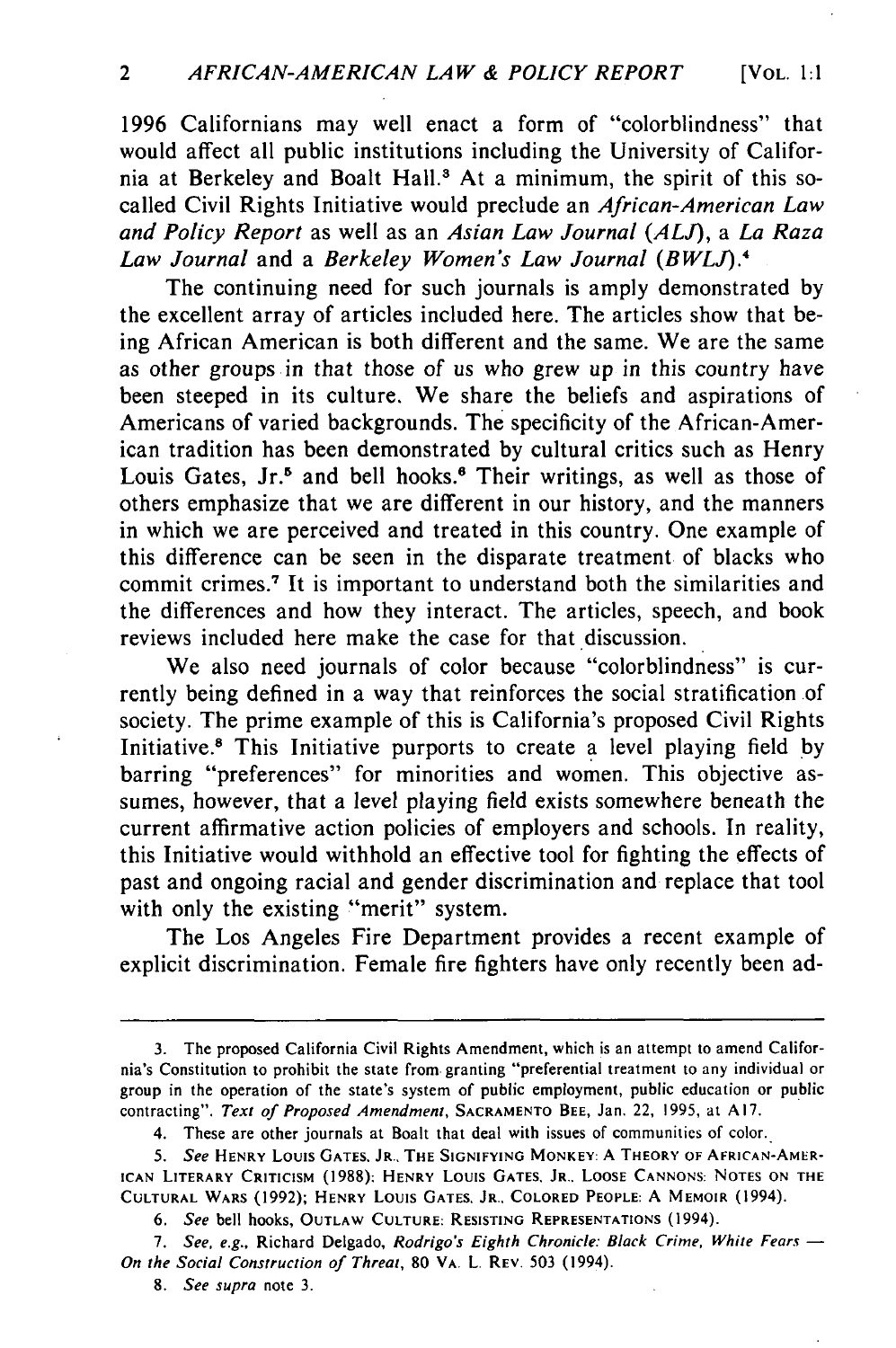1996 Californians may well enact a form of "colorblindness" that would affect all public institutions including the University of California at Berkeley and Boalt Hall.[3] At a minimum, the spirit of this so-called Civil Rights Initiative would preclude an *African-American Law and Policy Report* as well as an *Asian Law Journal (ALJ)*, a *La Raza Law Journal* and a *Berkeley Women's Law Journal (BWLJ)*.[4]

The continuing need for such journals is amply demonstrated by the excellent array of articles included here. The articles show that being African American is both different and the same. We are the same as other groups in that those of us who grew up in this country have been steeped in its culture. We share the beliefs and aspirations of Americans of varied backgrounds. The specificity of the African-American tradition has been demonstrated by cultural critics such as Henry Louis Gates, Jr.[5] and bell hooks.[6] Their writings, as well as those of others emphasize that we are different in our history, and the manners in which we are perceived and treated in this country. One example of this difference can be seen in the disparate treatment of blacks who commit crimes.[7] It is important to understand both the similarities and the differences and how they interact. The articles, speech, and book reviews included here make the case for that discussion.

We also need journals of color because "colorblindness" is currently being defined in a way that reinforces the social stratification of society. The prime example of this is California's proposed Civil Rights Initiative.[8] This Initiative purports to create a level playing field by barring "preferences" for minorities and women. This objective assumes, however, that a level playing field exists somewhere beneath the current affirmative action policies of employers and schools. In reality, this Initiative would withhold an effective tool for fighting the effects of past and ongoing racial and gender discrimination and replace that tool with only the existing "merit" system.

The Los Angeles Fire Department provides a recent example of explicit discrimination. Female fire fighters have only recently been ad-

---

3. The proposed California Civil Rights Amendment, which is an attempt to amend California's Constitution to prohibit the state from granting "preferential treatment to any individual or group in the operation of the state's system of public employment, public education or public contracting". *Text of Proposed Amendment*, SACRAMENTO BEE, Jan. 22, 1995, at A17.

4. These are other journals at Boalt that deal with issues of communities of color.

5. *See* HENRY LOUIS GATES, JR., THE SIGNIFYING MONKEY: A THEORY OF AFRICAN-AMERICAN LITERARY CRITICISM (1988); HENRY LOUIS GATES, JR., LOOSE CANNONS: NOTES ON THE CULTURAL WARS (1992); HENRY LOUIS GATES, JR., COLORED PEOPLE: A MEMOIR (1994).

6. *See* bell hooks, OUTLAW CULTURE: RESISTING REPRESENTATIONS (1994).

7. *See, e.g.*, Richard Delgado, *Rodrigo's Eighth Chronicle: Black Crime, White Fears — On the Social Construction of Threat*, 80 VA. L. REV. 503 (1994).

8. *See supra* note 3.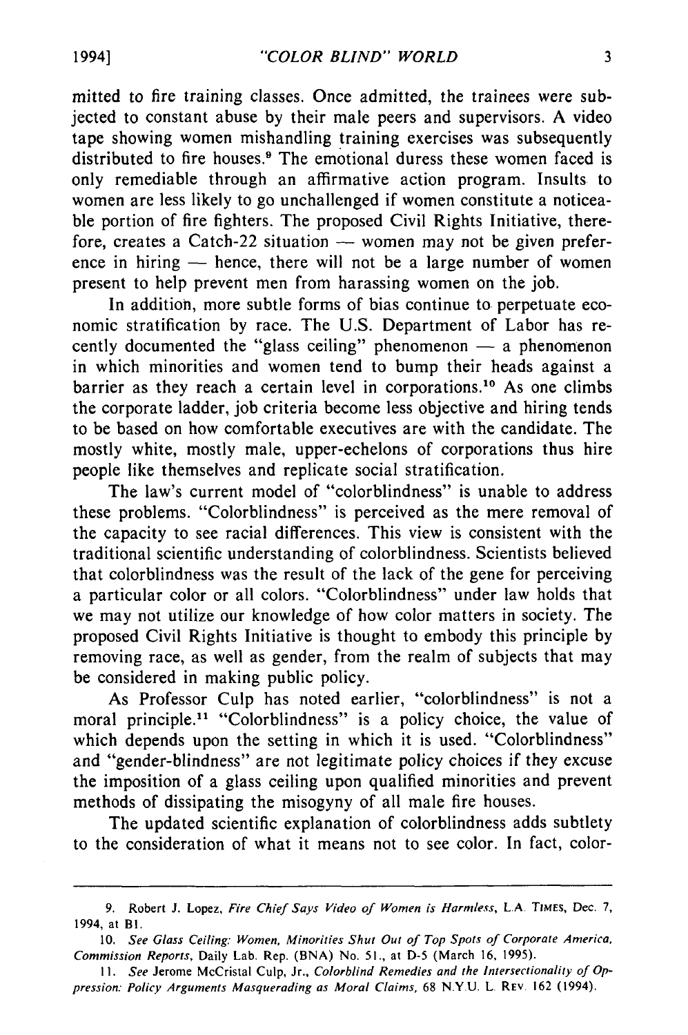mitted to fire training classes. Once admitted, the trainees were subjected to constant abuse by their male peers and supervisors. A video tape showing women mishandling training exercises was subsequently distributed to fire houses.[9] The emotional duress these women faced is only remediable through an affirmative action program. Insults to women are less likely to go unchallenged if women constitute a noticeable portion of fire fighters. The proposed Civil Rights Initiative, therefore, creates a Catch-22 situation — women may not be given preference in hiring — hence, there will not be a large number of women present to help prevent men from harassing women on the job.

In addition, more subtle forms of bias continue to perpetuate economic stratification by race. The U.S. Department of Labor has recently documented the "glass ceiling" phenomenon — a phenomenon in which minorities and women tend to bump their heads against a barrier as they reach a certain level in corporations.[10] As one climbs the corporate ladder, job criteria become less objective and hiring tends to be based on how comfortable executives are with the candidate. The mostly white, mostly male, upper-echelons of corporations thus hire people like themselves and replicate social stratification.

The law's current model of "colorblindness" is unable to address these problems. "Colorblindness" is perceived as the mere removal of the capacity to see racial differences. This view is consistent with the traditional scientific understanding of colorblindness. Scientists believed that colorblindness was the result of the lack of the gene for perceiving a particular color or all colors. "Colorblindness" under law holds that we may not utilize our knowledge of how color matters in society. The proposed Civil Rights Initiative is thought to embody this principle by removing race, as well as gender, from the realm of subjects that may be considered in making public policy.

As Professor Culp has noted earlier, "colorblindness" is not a moral principle.[11] "Colorblindness" is a policy choice, the value of which depends upon the setting in which it is used. "Colorblindness" and "gender-blindness" are not legitimate policy choices if they excuse the imposition of a glass ceiling upon qualified minorities and prevent methods of dissipating the misogyny of all male fire houses.

The updated scientific explanation of colorblindness adds subtlety to the consideration of what it means not to see color. In fact, color-

---

9. Robert J. Lopez, *Fire Chief Says Video of Women is Harmless*, L.A. TIMES, Dec. 7, 1994, at B1.

10. *See Glass Ceiling: Women, Minorities Shut Out of Top Spots of Corporate America, Commission Reports*, Daily Lab. Rep. (BNA) No. 51., at D-5 (March 16, 1995).

11. *See* Jerome McCristal Culp, Jr., *Colorblind Remedies and the Intersectionality of Oppression: Policy Arguments Masquerading as Moral Claims*, 68 N.Y.U. L. REV. 162 (1994).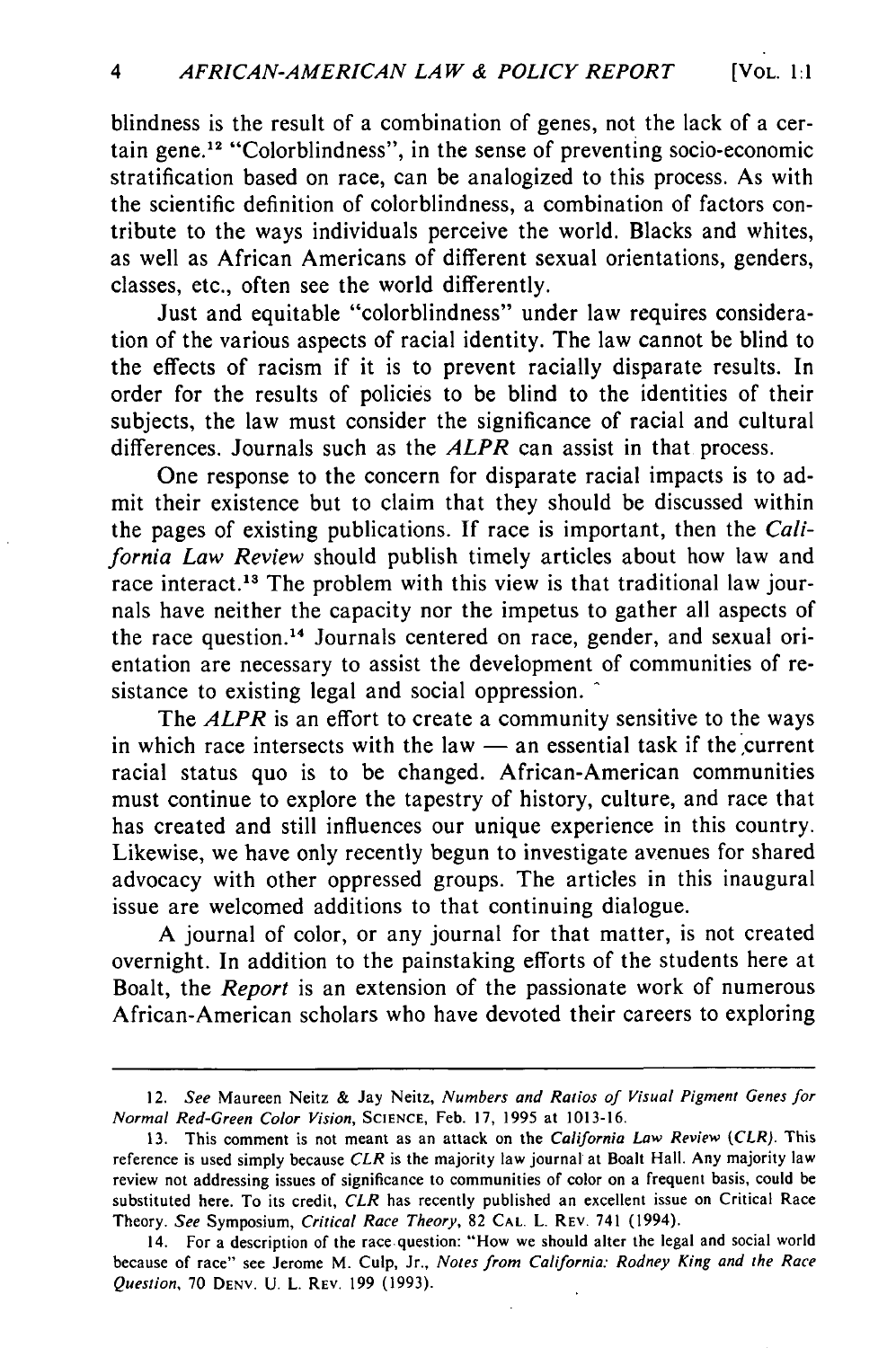blindness is the result of a combination of genes, not the lack of a certain gene.[12] "Colorblindness", in the sense of preventing socio-economic stratification based on race, can be analogized to this process. As with the scientific definition of colorblindness, a combination of factors contribute to the ways individuals perceive the world. Blacks and whites, as well as African Americans of different sexual orientations, genders, classes, etc., often see the world differently.

Just and equitable "colorblindness" under law requires consideration of the various aspects of racial identity. The law cannot be blind to the effects of racism if it is to prevent racially disparate results. In order for the results of policies to be blind to the identities of their subjects, the law must consider the significance of racial and cultural differences. Journals such as the *ALPR* can assist in that process.

One response to the concern for disparate racial impacts is to admit their existence but to claim that they should be discussed within the pages of existing publications. If race is important, then the *California Law Review* should publish timely articles about how law and race interact.[13] The problem with this view is that traditional law journals have neither the capacity nor the impetus to gather all aspects of the race question.[14] Journals centered on race, gender, and sexual orientation are necessary to assist the development of communities of resistance to existing legal and social oppression.

The *ALPR* is an effort to create a community sensitive to the ways in which race intersects with the law — an essential task if the current racial status quo is to be changed. African-American communities must continue to explore the tapestry of history, culture, and race that has created and still influences our unique experience in this country. Likewise, we have only recently begun to investigate avenues for shared advocacy with other oppressed groups. The articles in this inaugural issue are welcomed additions to that continuing dialogue.

A journal of color, or any journal for that matter, is not created overnight. In addition to the painstaking efforts of the students here at Boalt, the *Report* is an extension of the passionate work of numerous African-American scholars who have devoted their careers to exploring

---

12. *See* Maureen Neitz & Jay Neitz, *Numbers and Ratios of Visual Pigment Genes for Normal Red-Green Color Vision*, SCIENCE, Feb. 17, 1995 at 1013-16.

13. This comment is not meant as an attack on the *California Law Review* (*CLR*). This reference is used simply because *CLR* is the majority law journal at Boalt Hall. Any majority law review not addressing issues of significance to communities of color on a frequent basis, could be substituted here. To its credit, *CLR* has recently published an excellent issue on Critical Race Theory. *See* Symposium, *Critical Race Theory*, 82 CAL. L. REV. 741 (1994).

14. For a description of the race question: "How we should alter the legal and social world because of race" see Jerome M. Culp, Jr., *Notes from California: Rodney King and the Race Question*, 70 DENV. U. L. REV. 199 (1993).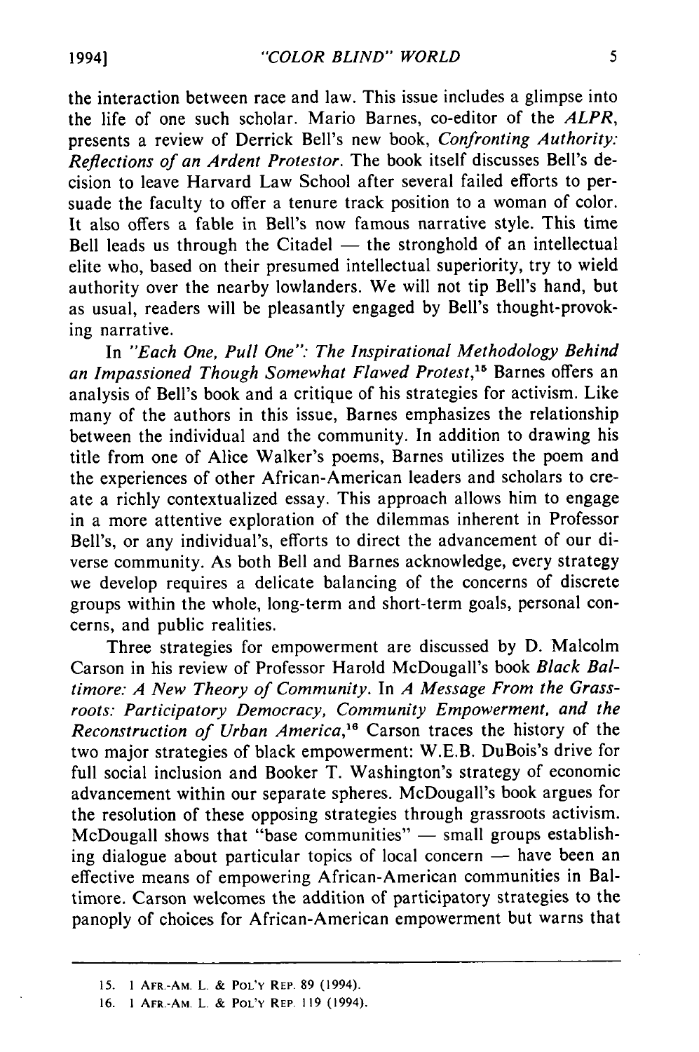the interaction between race and law. This issue includes a glimpse into the life of one such scholar. Mario Barnes, co-editor of the *ALPR*, presents a review of Derrick Bell's new book, *Confronting Authority: Reflections of an Ardent Protestor*. The book itself discusses Bell's decision to leave Harvard Law School after several failed efforts to persuade the faculty to offer a tenure track position to a woman of color. It also offers a fable in Bell's now famous narrative style. This time Bell leads us through the Citadel — the stronghold of an intellectual elite who, based on their presumed intellectual superiority, try to wield authority over the nearby lowlanders. We will not tip Bell's hand, but as usual, readers will be pleasantly engaged by Bell's thought-provoking narrative.

In *"Each One, Pull One": The Inspirational Methodology Behind an Impassioned Though Somewhat Flawed Protest*,[15] Barnes offers an analysis of Bell's book and a critique of his strategies for activism. Like many of the authors in this issue, Barnes emphasizes the relationship between the individual and the community. In addition to drawing his title from one of Alice Walker's poems, Barnes utilizes the poem and the experiences of other African-American leaders and scholars to create a richly contextualized essay. This approach allows him to engage in a more attentive exploration of the dilemmas inherent in Professor Bell's, or any individual's, efforts to direct the advancement of our diverse community. As both Bell and Barnes acknowledge, every strategy we develop requires a delicate balancing of the concerns of discrete groups within the whole, long-term and short-term goals, personal concerns, and public realities.

Three strategies for empowerment are discussed by D. Malcolm Carson in his review of Professor Harold McDougall's book *Black Baltimore: A New Theory of Community*. In *A Message From the Grassroots: Participatory Democracy, Community Empowerment, and the Reconstruction of Urban America*,[16] Carson traces the history of the two major strategies of black empowerment: W.E.B. DuBois's drive for full social inclusion and Booker T. Washington's strategy of economic advancement within our separate spheres. McDougall's book argues for the resolution of these opposing strategies through grassroots activism. McDougall shows that "base communities" — small groups establishing dialogue about particular topics of local concern — have been an effective means of empowering African-American communities in Baltimore. Carson welcomes the addition of participatory strategies to the panoply of choices for African-American empowerment but warns that

---

15. 1 AFR.-AM. L. & POL'Y REP. 89 (1994).

16. 1 AFR.-AM. L. & POL'Y REP. 119 (1994).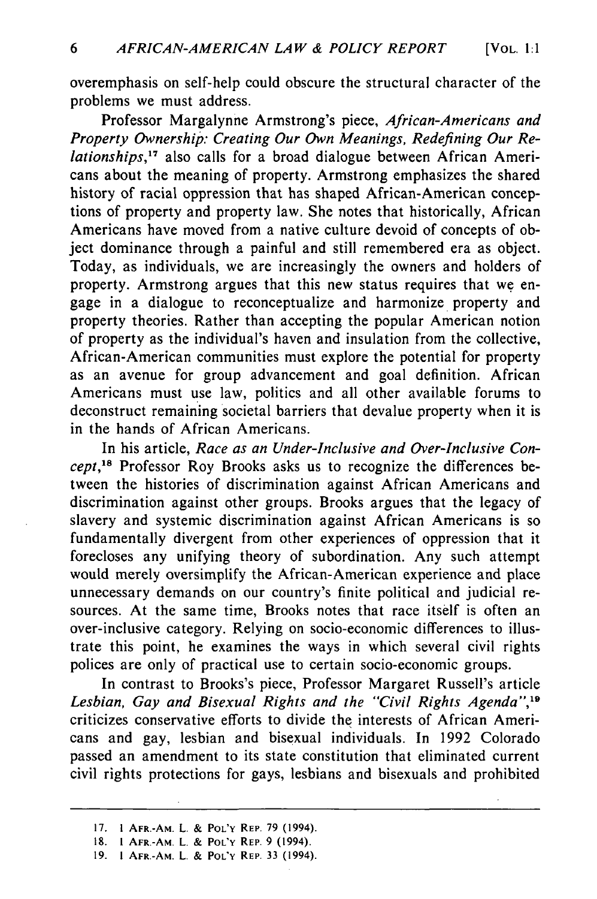overemphasis on self-help could obscure the structural character of the problems we must address.

Professor Margalynne Armstrong's piece, *African-Americans and Property Ownership: Creating Our Own Meanings, Redefining Our Relationships*,[17] also calls for a broad dialogue between African Americans about the meaning of property. Armstrong emphasizes the shared history of racial oppression that has shaped African-American conceptions of property and property law. She notes that historically, African Americans have moved from a native culture devoid of concepts of object dominance through a painful and still remembered era as object. Today, as individuals, we are increasingly the owners and holders of property. Armstrong argues that this new status requires that we engage in a dialogue to reconceptualize and harmonize property and property theories. Rather than accepting the popular American notion of property as the individual's haven and insulation from the collective, African-American communities must explore the potential for property as an avenue for group advancement and goal definition. African Americans must use law, politics and all other available forums to deconstruct remaining societal barriers that devalue property when it is in the hands of African Americans.

In his article, *Race as an Under-Inclusive and Over-Inclusive Concept*,[18] Professor Roy Brooks asks us to recognize the differences between the histories of discrimination against African Americans and discrimination against other groups. Brooks argues that the legacy of slavery and systemic discrimination against African Americans is so fundamentally divergent from other experiences of oppression that it forecloses any unifying theory of subordination. Any such attempt would merely oversimplify the African-American experience and place unnecessary demands on our country's finite political and judicial resources. At the same time, Brooks notes that race itself is often an over-inclusive category. Relying on socio-economic differences to illustrate this point, he examines the ways in which several civil rights polices are only of practical use to certain socio-economic groups.

In contrast to Brooks's piece, Professor Margaret Russell's article *Lesbian, Gay and Bisexual Rights and the "Civil Rights Agenda"*,[19] criticizes conservative efforts to divide the interests of African Americans and gay, lesbian and bisexual individuals. In 1992 Colorado passed an amendment to its state constitution that eliminated current civil rights protections for gays, lesbians and bisexuals and prohibited

---

17. 1 AFR.-AM. L. & POL'Y REP. 79 (1994).

18. 1 AFR.-AM. L. & POL'Y REP. 9 (1994).

19. 1 AFR.-AM. L. & POL'Y REP. 33 (1994).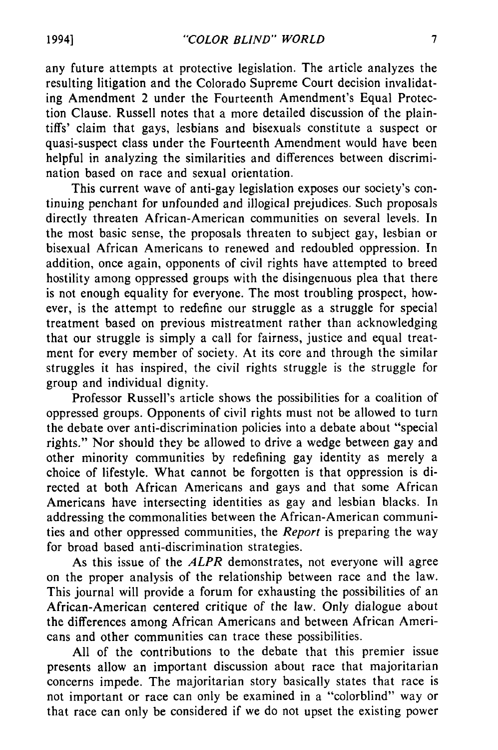any future attempts at protective legislation. The article analyzes the resulting litigation and the Colorado Supreme Court decision invalidating Amendment 2 under the Fourteenth Amendment's Equal Protection Clause. Russell notes that a more detailed discussion of the plaintiffs' claim that gays, lesbians and bisexuals constitute a suspect or quasi-suspect class under the Fourteenth Amendment would have been helpful in analyzing the similarities and differences between discrimination based on race and sexual orientation.

This current wave of anti-gay legislation exposes our society's continuing penchant for unfounded and illogical prejudices. Such proposals directly threaten African-American communities on several levels. In the most basic sense, the proposals threaten to subject gay, lesbian or bisexual African Americans to renewed and redoubled oppression. In addition, once again, opponents of civil rights have attempted to breed hostility among oppressed groups with the disingenuous plea that there is not enough equality for everyone. The most troubling prospect, however, is the attempt to redefine our struggle as a struggle for special treatment based on previous mistreatment rather than acknowledging that our struggle is simply a call for fairness, justice and equal treatment for every member of society. At its core and through the similar struggles it has inspired, the civil rights struggle is the struggle for group and individual dignity.

Professor Russell's article shows the possibilities for a coalition of oppressed groups. Opponents of civil rights must not be allowed to turn the debate over anti-discrimination policies into a debate about "special rights." Nor should they be allowed to drive a wedge between gay and other minority communities by redefining gay identity as merely a choice of lifestyle. What cannot be forgotten is that oppression is directed at both African Americans and gays and that some African Americans have intersecting identities as gay and lesbian blacks. In addressing the commonalities between the African-American communities and other oppressed communities, the *Report* is preparing the way for broad based anti-discrimination strategies.

As this issue of the *ALPR* demonstrates, not everyone will agree on the proper analysis of the relationship between race and the law. This journal will provide a forum for exhausting the possibilities of an African-American centered critique of the law. Only dialogue about the differences among African Americans and between African Americans and other communities can trace these possibilities.

All of the contributions to the debate that this premier issue presents allow an important discussion about race that majoritarian concerns impede. The majoritarian story basically states that race is not important or race can only be examined in a "colorblind" way or that race can only be considered if we do not upset the existing power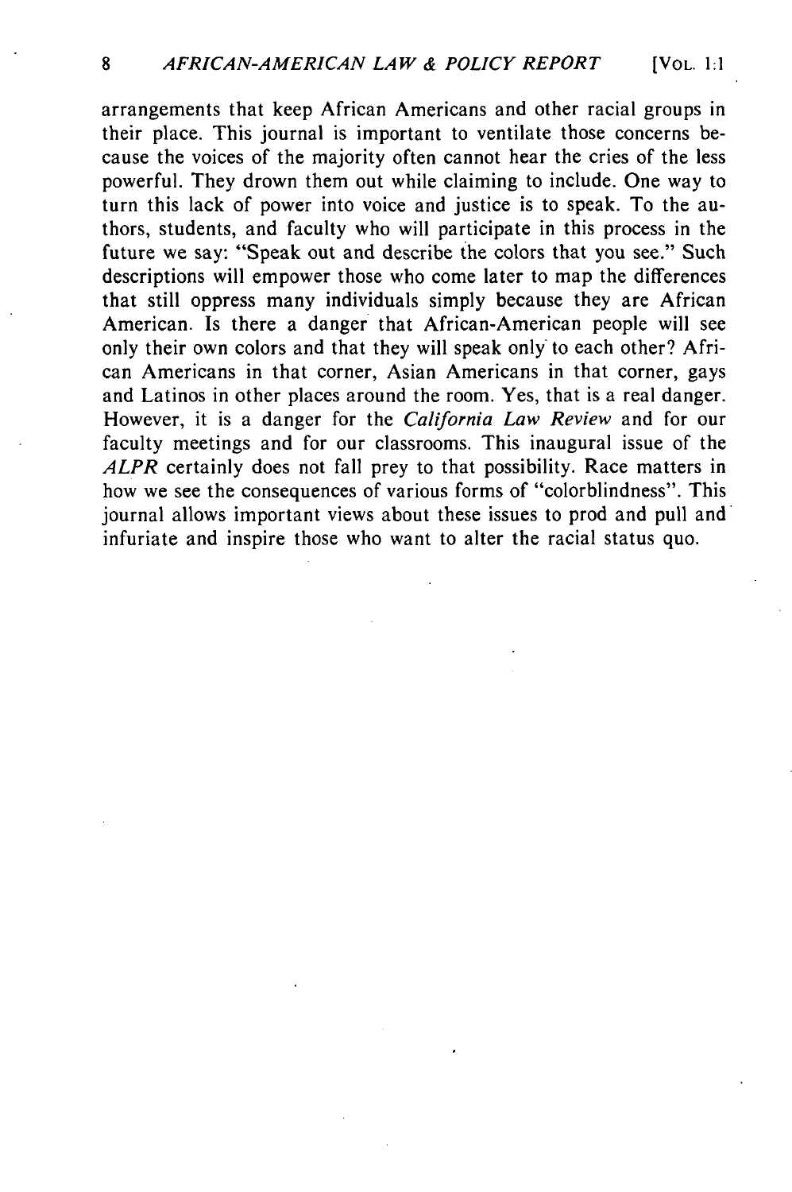arrangements that keep African Americans and other racial groups in their place. This journal is important to ventilate those concerns because the voices of the majority often cannot hear the cries of the less powerful. They drown them out while claiming to include. One way to turn this lack of power into voice and justice is to speak. To the authors, students, and faculty who will participate in this process in the future we say: "Speak out and describe the colors that you see." Such descriptions will empower those who come later to map the differences that still oppress many individuals simply because they are African American. Is there a danger that African-American people will see only their own colors and that they will speak only to each other? African Americans in that corner, Asian Americans in that corner, gays and Latinos in other places around the room. Yes, that is a real danger. However, it is a danger for the *California Law Review* and for our faculty meetings and for our classrooms. This inaugural issue of the *ALPR* certainly does not fall prey to that possibility. Race matters in how we see the consequences of various forms of "colorblindness". This journal allows important views about these issues to prod and pull and infuriate and inspire those who want to alter the racial status quo.